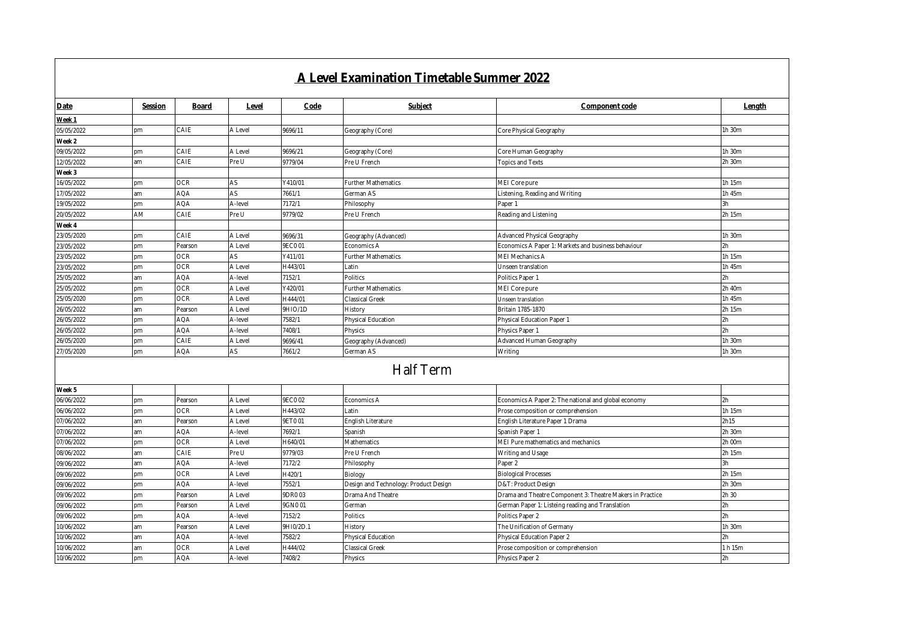# A Level Examination Timetable Summer 2022

| Date | Session | Board | Level | Code | Subject | Component code | Length |
|---|---|---|---|---|---|---|---|
| **Week 1** | | | | | | | |
| 05/05/2022 | pm | CAIE | A Level | 9696/11 | Geography (Core) | Core Physical Geography | 1h 30m |
| **Week 2** | | | | | | | |
| 09/05/2022 | pm | CAIE | A Level | 9696/21 | Geography (Core) | Core Human Geography | 1h 30m |
| 12/05/2022 | am | CAIE | Pre U | 9779/04 | Pre U French | Topics and Texts | 2h 30m |
| **Week 3** | | | | | | | |
| 16/05/2022 | pm | OCR | AS | Y410/01 | Further Mathematics | MEI Core pure | 1h 15m |
| 17/05/2022 | am | AQA | AS | 7661/1 | German AS | Listening, Reading and Writing | 1h 45m |
| 19/05/2022 | pm | AQA | A-level | 7172/1 | Philosophy | Paper 1 | 3h |
| 20/05/2022 | AM | CAIE | Pre U | 9779/02 | Pre U French | Reading and Listening | 2h 15m |
| **Week 4** | | | | | | | |
| 23/05/2020 | pm | CAIE | A Level | 9696/31 | Geography (Advanced) | Advanced Physical Geography | 1h 30m |
| 23/05/2022 | pm | Pearson | A Level | 9EC0 01 | Economics A | Economics A Paper 1: Markets and business behaviour | 2h |
| 23/05/2022 | pm | OCR | AS | Y411/01 | Further Mathematics | MEI Mechanics A | 1h 15m |
| 23/05/2022 | pm | OCR | A Level | H443/01 | Latin | Unseen translation | 1h 45m |
| 25/05/2022 | am | AQA | A-level | 7152/1 | Politics | Politics Paper 1 | 2h |
| 25/05/2022 | pm | OCR | A Level | Y420/01 | Further Mathematics | MEI Core pure | 2h 40m |
| 25/05/2020 | pm | OCR | A Level | H444/01 | Classical Greek | Unseen translation | 1h 45m |
| 26/05/2022 | am | Pearson | A Level | 9HIO/1D | History | Britain 1785-1870 | 2h 15m |
| 26/05/2022 | pm | AQA | A-level | 7582/1 | Physical Education | Physical Education Paper 1 | 2h |
| 26/05/2022 | pm | AQA | A-level | 7408/1 | Physics | Physics Paper 1 | 2h |
| 26/05/2020 | pm | CAIE | A Level | 9696/41 | Geography (Advanced) | Advanced Human Geography | 1h 30m |
| 27/05/2020 | pm | AQA | AS | 7661/2 | German AS | Writing | 1h 30m |
| | | | | | Half Term | | |
| **Week 5** | | | | | | | |
| 06/06/2022 | pm | Pearson | A Level | 9EC0 02 | Economics A | Economics A Paper 2: The national and global economy | 2h |
| 06/06/2022 | pm | OCR | A Level | H443/02 | Latin | Prose composition or comprehension | 1h 15m |
| 07/06/2022 | am | Pearson | A Level | 9ET0 01 | English Literature | English Literature Paper 1 Drama | 2h15 |
| 07/06/2022 | am | AQA | A-level | 7692/1 | Spanish | Spanish Paper 1 | 2h 30m |
| 07/06/2022 | pm | OCR | A Level | H640/01 | Mathematics | MEI Pure mathematics and mechanics | 2h 00m |
| 08/06/2022 | am | CAIE | Pre U | 9779/03 | Pre U French | Writing and Usage | 2h 15m |
| 09/06/2022 | am | AQA | A-level | 7172/2 | Philosophy | Paper 2 | 3h |
| 09/06/2022 | pm | OCR | A Level | H420/1 | Biology | Biological Processes | 2h 15m |
| 09/06/2022 | pm | AQA | A-level | 7552/1 | Design and Technology: Product Design | D&T: Product Design | 2h 30m |
| 09/06/2022 | pm | Pearson | A Level | 9DR0 03 | Drama And Theatre | Drama and Theatre Component 3: Theatre Makers in Practice | 2h 30 |
| 09/06/2022 | pm | Pearson | A Level | 9GN0 01 | German | German Paper 1: Listeing reading and Translation | 2h |
| 09/06/2022 | pm | AQA | A-level | 7152/2 | Politics | Politics Paper 2 | 2h |
| 10/06/2022 | am | Pearson | A Level | 9HI0/2D.1 | History | The Unification of Germany | 1h 30m |
| 10/06/2022 | am | AQA | A-level | 7582/2 | Physical Education | Physical Education Paper 2 | 2h |
| 10/06/2022 | am | OCR | A Level | H444/02 | Classical Greek | Prose composition or comprehension | 1 h 15m |
| 10/06/2022 | pm | AQA | A-level | 7408/2 | Physics | Physics Paper 2 | 2h |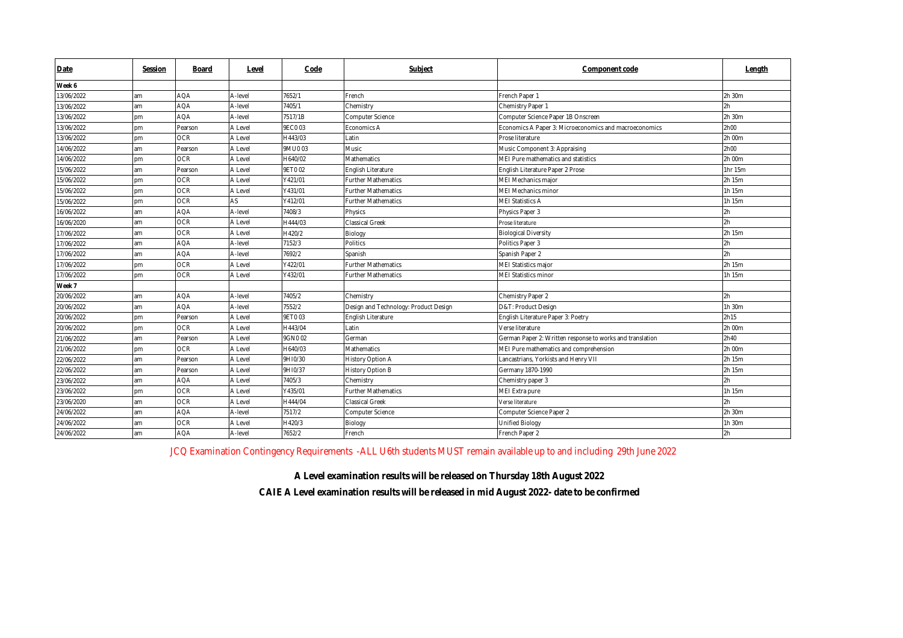| Date | Session | Board | Level | Code | Subject | Component code | Length |
|---|---|---|---|---|---|---|---|
| **Week 6** | | | | | | | |
| 13/06/2022 | am | AQA | A-level | 7652/1 | French | French Paper 1 | 2h 30m |
| 13/06/2022 | am | AQA | A-level | 7405/1 | Chemistry | Chemistry Paper 1 | 2h |
| 13/06/2022 | pm | AQA | A-level | 7517/1B | Computer Science | Computer Science Paper 1B Onscreen | 2h 30m |
| 13/06/2022 | pm | Pearson | A Level | 9EC0 03 | Economics A | Economics A Paper 3: Microeconomics and macroeconomics | 2h00 |
| 13/06/2022 | pm | OCR | A Level | H443/03 | Latin | Prose literature | 2h 00m |
| 14/06/2022 | am | Pearson | A Level | 9MU0 03 | Music | Music Component 3: Appraising | 2h00 |
| 14/06/2022 | pm | OCR | A Level | H640/02 | Mathematics | MEI Pure mathematics and statistics | 2h 00m |
| 15/06/2022 | am | Pearson | A Level | 9ET0 02 | English Literature | English Literature Paper 2 Prose | 1hr 15m |
| 15/06/2022 | pm | OCR | A Level | Y421/01 | Further Mathematics | MEI Mechanics major | 2h 15m |
| 15/06/2022 | pm | OCR | A Level | Y431/01 | Further Mathematics | MEI Mechanics minor | 1h 15m |
| 15/06/2022 | pm | OCR | AS | Y412/01 | Further Mathematics | MEI Statistics A | 1h 15m |
| 16/06/2022 | am | AQA | A-level | 7408/3 | Physics | Physics Paper 3 | 2h |
| 16/06/2020 | am | OCR | A Level | H444/03 | Classical Greek | Prose literature | 2h |
| 17/06/2022 | am | OCR | A Level | H420/2 | Biology | Biological Diversity | 2h 15m |
| 17/06/2022 | am | AQA | A-level | 7152/3 | Politics | Politics Paper 3 | 2h |
| 17/06/2022 | am | AQA | A-level | 7692/2 | Spanish | Spanish Paper 2 | 2h |
| 17/06/2022 | pm | OCR | A Level | Y422/01 | Further Mathematics | MEI Statistics major | 2h 15m |
| 17/06/2022 | pm | OCR | A Level | Y432/01 | Further Mathematics | MEI Statistics minor | 1h 15m |
| **Week 7** | | | | | | | |
| 20/06/2022 | am | AQA | A-level | 7405/2 | Chemistry | Chemistry Paper 2 | 2h |
| 20/06/2022 | am | AQA | A-level | 7552/2 | Design and Technology: Product Design | D&T: Product Design | 1h 30m |
| 20/06/2022 | pm | Pearson | A Level | 9ET0 03 | English Literature | English Literature Paper 3: Poetry | 2h15 |
| 20/06/2022 | pm | OCR | A Level | H443/04 | Latin | Verse literature | 2h 00m |
| 21/06/2022 | am | Pearson | A Level | 9GN0 02 | German | German Paper 2: Written response to works and translation | 2h40 |
| 21/06/2022 | pm | OCR | A Level | H640/03 | Mathematics | MEI Pure mathematics and comprehension | 2h 00m |
| 22/06/2022 | am | Pearson | A Level | 9HI0/30 | History Option A | Lancastrians, Yorkists and Henry VII | 2h 15m |
| 22/06/2022 | am | Pearson | A Level | 9HI0/37 | History Option B | Germany 1870-1990 | 2h 15m |
| 23/06/2022 | am | AQA | A Level | 7405/3 | Chemistry | Chemistry paper 3 | 2h |
| 23/06/2022 | pm | OCR | A Level | Y435/01 | Further Mathematics | MEI Extra pure | 1h 15m |
| 23/06/2020 | am | OCR | A Level | H444/04 | Classical Greek | Verse literature | 2h |
| 24/06/2022 | am | AQA | A-level | 7517/2 | Computer Science | Computer Science Paper 2 | 2h 30m |
| 24/06/2022 | am | OCR | A Level | H420/3 | Biology | Unified Biology | 1h 30m |
| 24/06/2022 | am | AQA | A-level | 7652/2 | French | French Paper 2 | 2h |

JCQ Examination Contingency Requirements -ALL U6th students MUST remain available up to and including 29th June 2022

**A Level examination results will be released on Thursday 18th August 2022**

**CAIE A Level examination results will be released in mid August 2022- date to be confirmed**